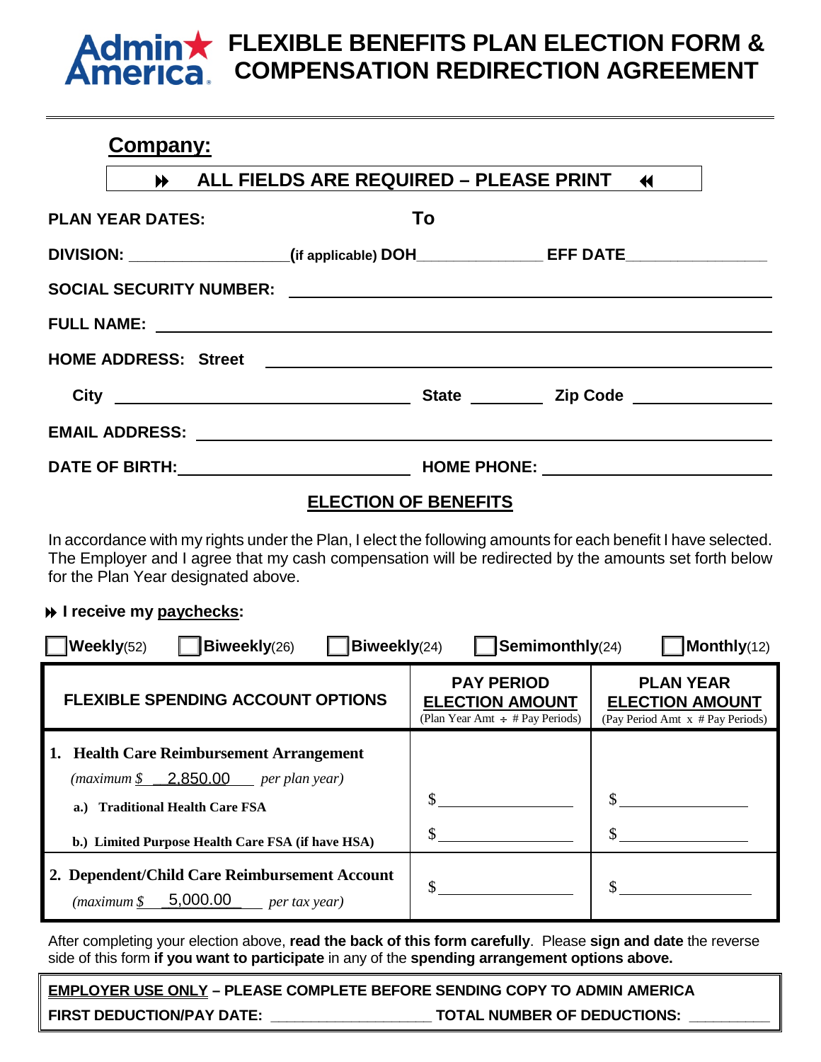# AdminAmerica FLEXIBLE BENEFITS PLAN ELECTION FORM & COMPENSATION REDIRECTION AGREEMENT

## Company:

**⏩ ALL FIELDS ARE REQUIRED – PLEASE PRINT ⏪**

**PLAN YEAR DATES:** **To**

**DIVISION:** ________________ **(if applicable) DOH**______________ **EFF DATE**________________

**SOCIAL SECURITY NUMBER:** ____________________________________________

**FULL NAME:** ____________________________________________

**HOME ADDRESS: Street** ____________________________________________

**City** ______________________ **State** ________ **Zip Code** ______________

**EMAIL ADDRESS:** ____________________________________________

**DATE OF BIRTH:** ______________________ **HOME PHONE:** ______________________

## ELECTION OF BENEFITS

In accordance with my rights under the Plan, I elect the following amounts for each benefit I have selected. The Employer and I agree that my cash compensation will be redirected by the amounts set forth below for the Plan Year designated above.

⏩ **I receive my paychecks:**

☐ **Weekly**(52) ☐ **Biweekly**(26) ☐ **Biweekly**(24) ☐ **Semimonthly**(24) ☐ **Monthly**(12)

| FLEXIBLE SPENDING ACCOUNT OPTIONS | PAY PERIOD ELECTION AMOUNT (Plan Year Amt ÷ # Pay Periods) | PLAN YEAR ELECTION AMOUNT (Pay Period Amt x # Pay Periods) |
|---|---|---|
| **1. Health Care Reimbursement Arrangement** *(maximum $ 2,850.00 per plan year)* | | |
| **a.) Traditional Health Care FSA** | $ ____________ | $ ____________ |
| **b.) Limited Purpose Health Care FSA (if have HSA)** | $ ____________ | $ ____________ |
| **2. Dependent/Child Care Reimbursement Account** *(maximum $ 5,000.00 per tax year)* | $ ____________ | $ ____________ |

After completing your election above, **read the back of this form carefully**. Please **sign and date** the reverse side of this form **if you want to participate** in any of the **spending arrangement options above.**

**EMPLOYER USE ONLY – PLEASE COMPLETE BEFORE SENDING COPY TO ADMIN AMERICA**

**FIRST DEDUCTION/PAY DATE:** __________________ **TOTAL NUMBER OF DEDUCTIONS:** __________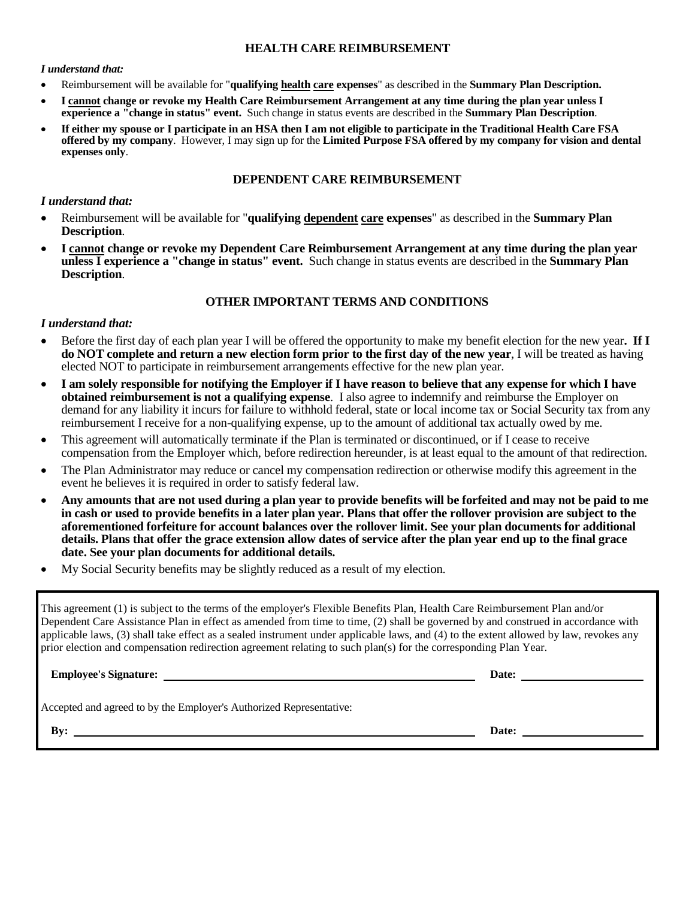## HEALTH CARE REIMBURSEMENT

*I understand that:*

- Reimbursement will be available for "**qualifying health care expenses**" as described in the **Summary Plan Description.**
- **I cannot change or revoke my Health Care Reimbursement Arrangement at any time during the plan year unless I experience a "change in status" event.** Such change in status events are described in the **Summary Plan Description**.
- **If either my spouse or I participate in an HSA then I am not eligible to participate in the Traditional Health Care FSA offered by my company**. However, I may sign up for the **Limited Purpose FSA offered by my company for vision and dental expenses only**.

## DEPENDENT CARE REIMBURSEMENT

*I understand that:*

- Reimbursement will be available for "**qualifying dependent care expenses**" as described in the **Summary Plan Description**.
- **I cannot change or revoke my Dependent Care Reimbursement Arrangement at any time during the plan year unless I experience a "change in status" event.** Such change in status events are described in the **Summary Plan Description**.

## OTHER IMPORTANT TERMS AND CONDITIONS

*I understand that:*

- Before the first day of each plan year I will be offered the opportunity to make my benefit election for the new year**. If I do NOT complete and return a new election form prior to the first day of the new year**, I will be treated as having elected NOT to participate in reimbursement arrangements effective for the new plan year.
- **I am solely responsible for notifying the Employer if I have reason to believe that any expense for which I have obtained reimbursement is not a qualifying expense**. I also agree to indemnify and reimburse the Employer on demand for any liability it incurs for failure to withhold federal, state or local income tax or Social Security tax from any reimbursement I receive for a non-qualifying expense, up to the amount of additional tax actually owed by me.
- This agreement will automatically terminate if the Plan is terminated or discontinued, or if I cease to receive compensation from the Employer which, before redirection hereunder, is at least equal to the amount of that redirection.
- The Plan Administrator may reduce or cancel my compensation redirection or otherwise modify this agreement in the event he believes it is required in order to satisfy federal law.
- **Any amounts that are not used during a plan year to provide benefits will be forfeited and may not be paid to me in cash or used to provide benefits in a later plan year. Plans that offer the rollover provision are subject to the aforementioned forfeiture for account balances over the rollover limit. See your plan documents for additional details. Plans that offer the grace extension allow dates of service after the plan year end up to the final grace date. See your plan documents for additional details.**
- My Social Security benefits may be slightly reduced as a result of my election.

This agreement (1) is subject to the terms of the employer's Flexible Benefits Plan, Health Care Reimbursement Plan and/or Dependent Care Assistance Plan in effect as amended from time to time, (2) shall be governed by and construed in accordance with applicable laws, (3) shall take effect as a sealed instrument under applicable laws, and (4) to the extent allowed by law, revokes any prior election and compensation redirection agreement relating to such plan(s) for the corresponding Plan Year.

**Employee's Signature:** ______________________________ **Date:** ______________

Accepted and agreed to by the Employer's Authorized Representative:

**By:** ______________________________ **Date:** ______________